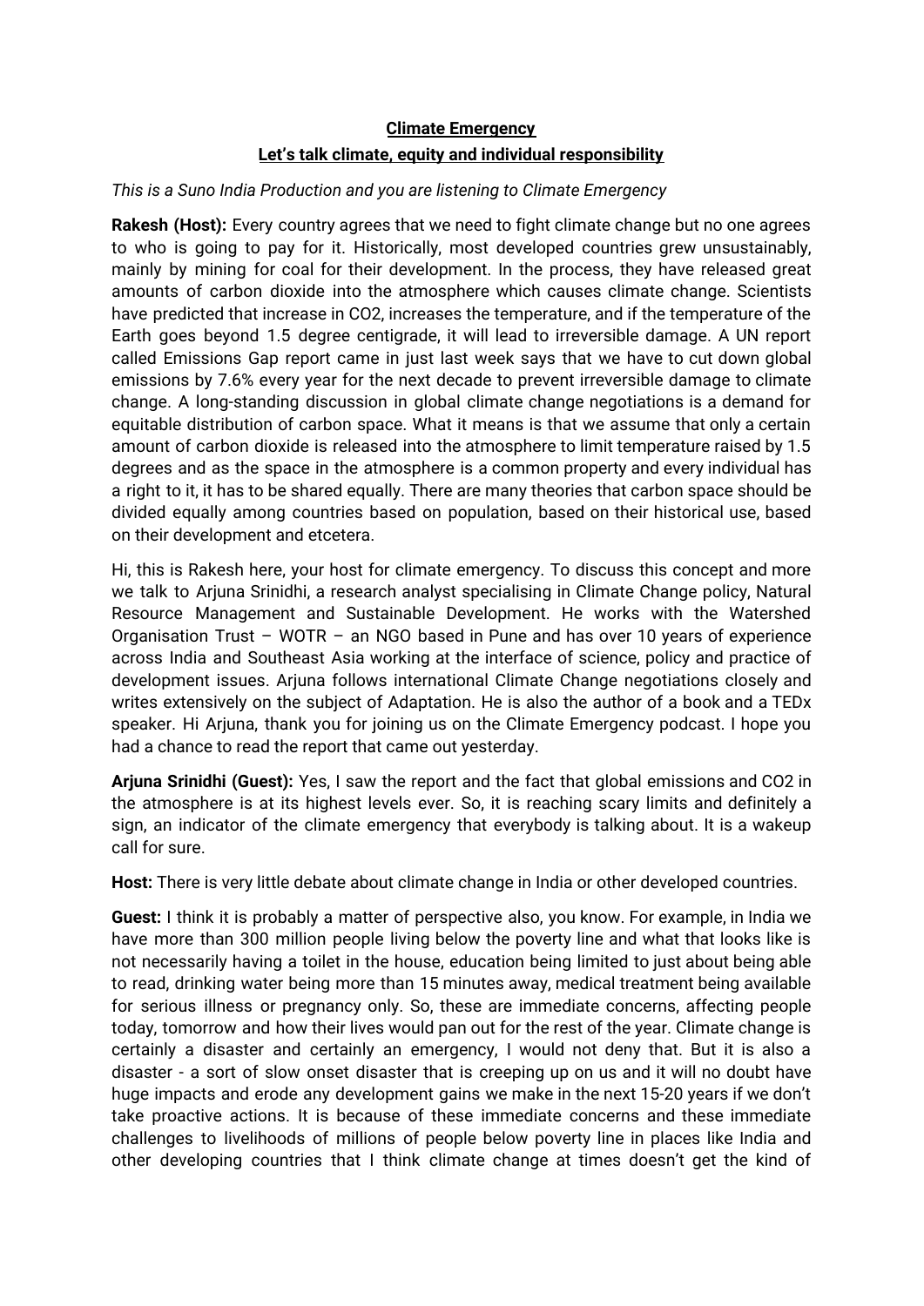# Climate Emergency

## Let's talk climate, equity and individual responsibility

*This is a Suno India Production and you are listening to Climate Emergency*

**Rakesh (Host):** Every country agrees that we need to fight climate change but no one agrees to who is going to pay for it. Historically, most developed countries grew unsustainably, mainly by mining for coal for their development. In the process, they have released great amounts of carbon dioxide into the atmosphere which causes climate change. Scientists have predicted that increase in $CO_2$, increases the temperature, and if the temperature of the Earth goes beyond 1.5 degree centigrade, it will lead to irreversible damage. A UN report called Emissions Gap report came in just last week says that we have to cut down global emissions by 7.6% every year for the next decade to prevent irreversible damage to climate change. A long-standing discussion in global climate change negotiations is a demand for equitable distribution of carbon space. What it means is that we assume that only a certain amount of carbon dioxide is released into the atmosphere to limit temperature raised by 1.5 degrees and as the space in the atmosphere is a common property and every individual has a right to it, it has to be shared equally. There are many theories that carbon space should be divided equally among countries based on population, based on their historical use, based on their development and etcetera.

Hi, this is Rakesh here, your host for climate emergency. To discuss this concept and more we talk to Arjuna Srinidhi, a research analyst specialising in Climate Change policy, Natural Resource Management and Sustainable Development. He works with the Watershed Organisation Trust – WOTR – an NGO based in Pune and has over 10 years of experience across India and Southeast Asia working at the interface of science, policy and practice of development issues. Arjuna follows international Climate Change negotiations closely and writes extensively on the subject of Adaptation. He is also the author of a book and a TEDx speaker. Hi Arjuna, thank you for joining us on the Climate Emergency podcast. I hope you had a chance to read the report that came out yesterday.

**Arjuna Srinidhi (Guest):** Yes, I saw the report and the fact that global emissions and $CO_2$ in the atmosphere is at its highest levels ever. So, it is reaching scary limits and definitely a sign, an indicator of the climate emergency that everybody is talking about. It is a wakeup call for sure.

**Host:** There is very little debate about climate change in India or other developed countries.

**Guest:** I think it is probably a matter of perspective also, you know. For example, in India we have more than 300 million people living below the poverty line and what that looks like is not necessarily having a toilet in the house, education being limited to just about being able to read, drinking water being more than 15 minutes away, medical treatment being available for serious illness or pregnancy only. So, these are immediate concerns, affecting people today, tomorrow and how their lives would pan out for the rest of the year. Climate change is certainly a disaster and certainly an emergency, I would not deny that. But it is also a disaster - a sort of slow onset disaster that is creeping up on us and it will no doubt have huge impacts and erode any development gains we make in the next 15-20 years if we don't take proactive actions. It is because of these immediate concerns and these immediate challenges to livelihoods of millions of people below poverty line in places like India and other developing countries that I think climate change at times doesn't get the kind of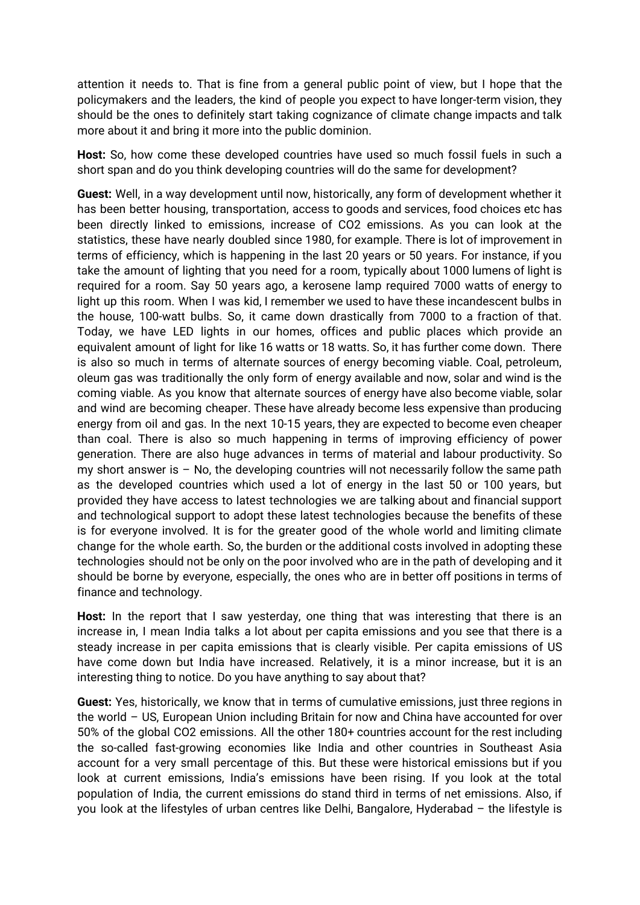attention it needs to. That is fine from a general public point of view, but I hope that the policymakers and the leaders, the kind of people you expect to have longer-term vision, they should be the ones to definitely start taking cognizance of climate change impacts and talk more about it and bring it more into the public dominion.

**Host:** So, how come these developed countries have used so much fossil fuels in such a short span and do you think developing countries will do the same for development?

**Guest:** Well, in a way development until now, historically, any form of development whether it has been better housing, transportation, access to goods and services, food choices etc has been directly linked to emissions, increase of CO2 emissions. As you can look at the statistics, these have nearly doubled since 1980, for example. There is lot of improvement in terms of efficiency, which is happening in the last 20 years or 50 years. For instance, if you take the amount of lighting that you need for a room, typically about 1000 lumens of light is required for a room. Say 50 years ago, a kerosene lamp required 7000 watts of energy to light up this room. When I was kid, I remember we used to have these incandescent bulbs in the house, 100-watt bulbs. So, it came down drastically from 7000 to a fraction of that. Today, we have LED lights in our homes, offices and public places which provide an equivalent amount of light for like 16 watts or 18 watts. So, it has further come down. There is also so much in terms of alternate sources of energy becoming viable. Coal, petroleum, oleum gas was traditionally the only form of energy available and now, solar and wind is the coming viable. As you know that alternate sources of energy have also become viable, solar and wind are becoming cheaper. These have already become less expensive than producing energy from oil and gas. In the next 10-15 years, they are expected to become even cheaper than coal. There is also so much happening in terms of improving efficiency of power generation. There are also huge advances in terms of material and labour productivity. So my short answer is – No, the developing countries will not necessarily follow the same path as the developed countries which used a lot of energy in the last 50 or 100 years, but provided they have access to latest technologies we are talking about and financial support and technological support to adopt these latest technologies because the benefits of these is for everyone involved. It is for the greater good of the whole world and limiting climate change for the whole earth. So, the burden or the additional costs involved in adopting these technologies should not be only on the poor involved who are in the path of developing and it should be borne by everyone, especially, the ones who are in better off positions in terms of finance and technology.

**Host:** In the report that I saw yesterday, one thing that was interesting that there is an increase in, I mean India talks a lot about per capita emissions and you see that there is a steady increase in per capita emissions that is clearly visible. Per capita emissions of US have come down but India have increased. Relatively, it is a minor increase, but it is an interesting thing to notice. Do you have anything to say about that?

**Guest:** Yes, historically, we know that in terms of cumulative emissions, just three regions in the world – US, European Union including Britain for now and China have accounted for over 50% of the global CO2 emissions. All the other 180+ countries account for the rest including the so-called fast-growing economies like India and other countries in Southeast Asia account for a very small percentage of this. But these were historical emissions but if you look at current emissions, India's emissions have been rising. If you look at the total population of India, the current emissions do stand third in terms of net emissions. Also, if you look at the lifestyles of urban centres like Delhi, Bangalore, Hyderabad – the lifestyle is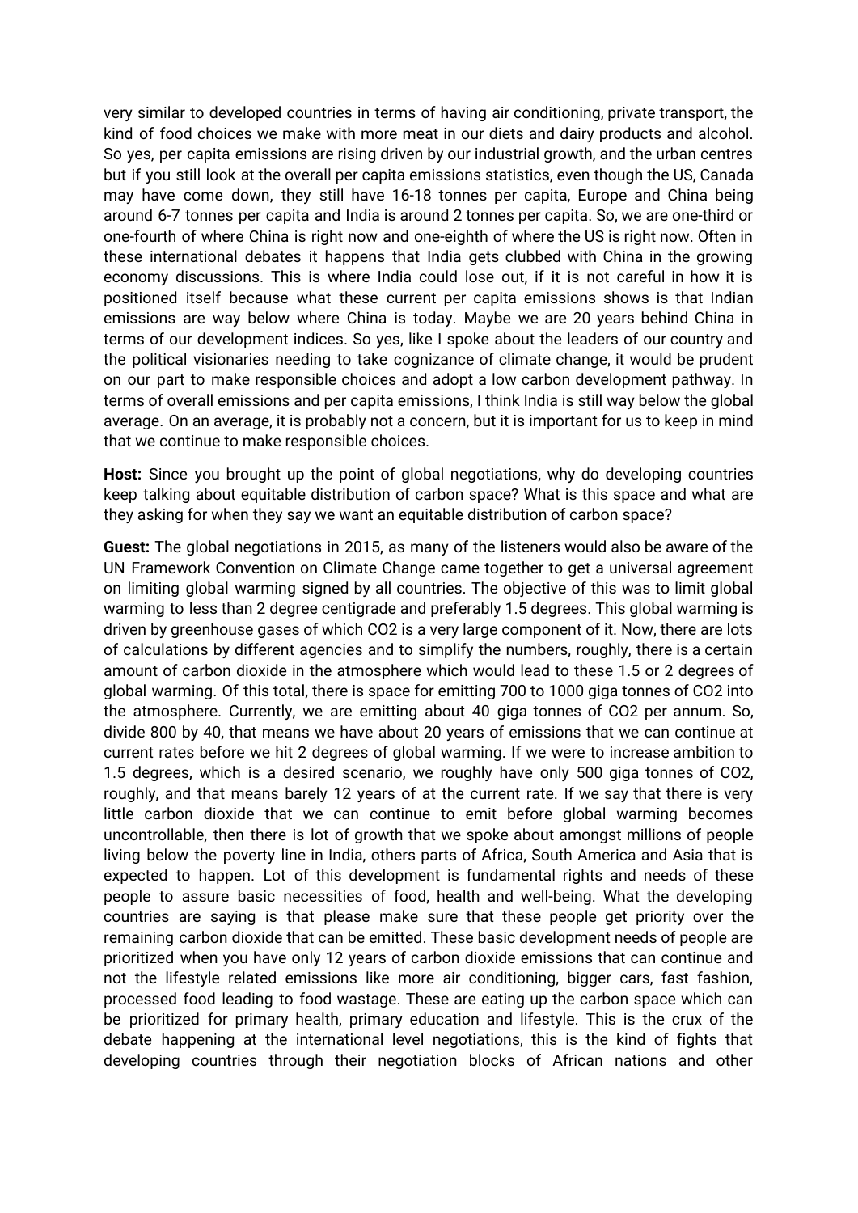very similar to developed countries in terms of having air conditioning, private transport, the kind of food choices we make with more meat in our diets and dairy products and alcohol. So yes, per capita emissions are rising driven by our industrial growth, and the urban centres but if you still look at the overall per capita emissions statistics, even though the US, Canada may have come down, they still have 16-18 tonnes per capita, Europe and China being around 6-7 tonnes per capita and India is around 2 tonnes per capita. So, we are one-third or one-fourth of where China is right now and one-eighth of where the US is right now. Often in these international debates it happens that India gets clubbed with China in the growing economy discussions. This is where India could lose out, if it is not careful in how it is positioned itself because what these current per capita emissions shows is that Indian emissions are way below where China is today. Maybe we are 20 years behind China in terms of our development indices. So yes, like I spoke about the leaders of our country and the political visionaries needing to take cognizance of climate change, it would be prudent on our part to make responsible choices and adopt a low carbon development pathway. In terms of overall emissions and per capita emissions, I think India is still way below the global average. On an average, it is probably not a concern, but it is important for us to keep in mind that we continue to make responsible choices.

**Host:** Since you brought up the point of global negotiations, why do developing countries keep talking about equitable distribution of carbon space? What is this space and what are they asking for when they say we want an equitable distribution of carbon space?

**Guest:** The global negotiations in 2015, as many of the listeners would also be aware of the UN Framework Convention on Climate Change came together to get a universal agreement on limiting global warming signed by all countries. The objective of this was to limit global warming to less than 2 degree centigrade and preferably 1.5 degrees. This global warming is driven by greenhouse gases of which $CO_2$ is a very large component of it. Now, there are lots of calculations by different agencies and to simplify the numbers, roughly, there is a certain amount of carbon dioxide in the atmosphere which would lead to these 1.5 or 2 degrees of global warming. Of this total, there is space for emitting 700 to 1000 giga tonnes of $CO_2$ into the atmosphere. Currently, we are emitting about 40 giga tonnes of $CO_2$ per annum. So, divide 800 by 40, that means we have about 20 years of emissions that we can continue at current rates before we hit 2 degrees of global warming. If we were to increase ambition to 1.5 degrees, which is a desired scenario, we roughly have only 500 giga tonnes of $CO_2$, roughly, and that means barely 12 years of at the current rate. If we say that there is very little carbon dioxide that we can continue to emit before global warming becomes uncontrollable, then there is lot of growth that we spoke about amongst millions of people living below the poverty line in India, others parts of Africa, South America and Asia that is expected to happen. Lot of this development is fundamental rights and needs of these people to assure basic necessities of food, health and well-being. What the developing countries are saying is that please make sure that these people get priority over the remaining carbon dioxide that can be emitted. These basic development needs of people are prioritized when you have only 12 years of carbon dioxide emissions that can continue and not the lifestyle related emissions like more air conditioning, bigger cars, fast fashion, processed food leading to food wastage. These are eating up the carbon space which can be prioritized for primary health, primary education and lifestyle. This is the crux of the debate happening at the international level negotiations, this is the kind of fights that developing countries through their negotiation blocks of African nations and other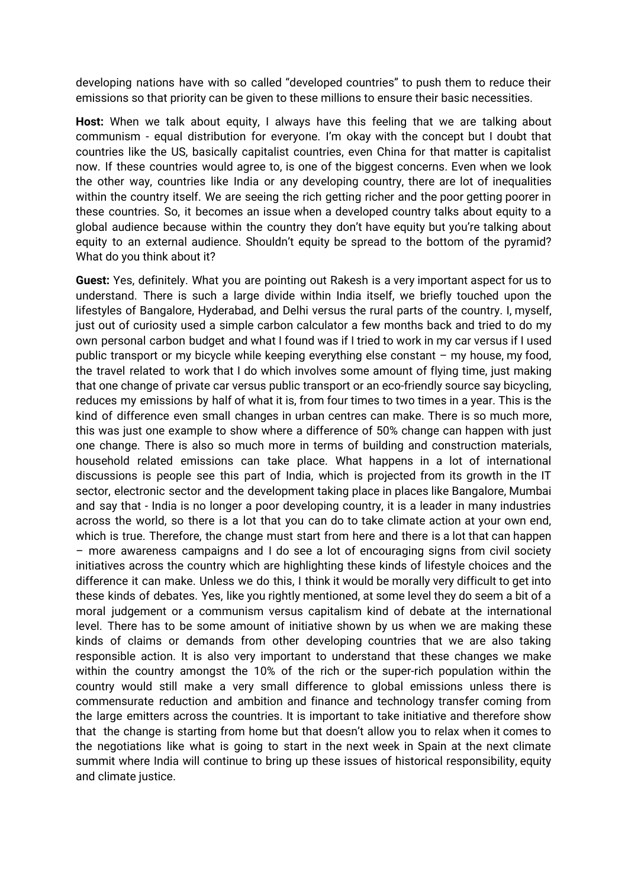developing nations have with so called "developed countries" to push them to reduce their emissions so that priority can be given to these millions to ensure their basic necessities.

**Host:** When we talk about equity, I always have this feeling that we are talking about communism - equal distribution for everyone. I'm okay with the concept but I doubt that countries like the US, basically capitalist countries, even China for that matter is capitalist now. If these countries would agree to, is one of the biggest concerns. Even when we look the other way, countries like India or any developing country, there are lot of inequalities within the country itself. We are seeing the rich getting richer and the poor getting poorer in these countries. So, it becomes an issue when a developed country talks about equity to a global audience because within the country they don't have equity but you're talking about equity to an external audience. Shouldn't equity be spread to the bottom of the pyramid? What do you think about it?

**Guest:** Yes, definitely. What you are pointing out Rakesh is a very important aspect for us to understand. There is such a large divide within India itself, we briefly touched upon the lifestyles of Bangalore, Hyderabad, and Delhi versus the rural parts of the country. I, myself, just out of curiosity used a simple carbon calculator a few months back and tried to do my own personal carbon budget and what I found was if I tried to work in my car versus if I used public transport or my bicycle while keeping everything else constant – my house, my food, the travel related to work that I do which involves some amount of flying time, just making that one change of private car versus public transport or an eco-friendly source say bicycling, reduces my emissions by half of what it is, from four times to two times in a year. This is the kind of difference even small changes in urban centres can make. There is so much more, this was just one example to show where a difference of 50% change can happen with just one change. There is also so much more in terms of building and construction materials, household related emissions can take place. What happens in a lot of international discussions is people see this part of India, which is projected from its growth in the IT sector, electronic sector and the development taking place in places like Bangalore, Mumbai and say that - India is no longer a poor developing country, it is a leader in many industries across the world, so there is a lot that you can do to take climate action at your own end, which is true. Therefore, the change must start from here and there is a lot that can happen – more awareness campaigns and I do see a lot of encouraging signs from civil society initiatives across the country which are highlighting these kinds of lifestyle choices and the difference it can make. Unless we do this, I think it would be morally very difficult to get into these kinds of debates. Yes, like you rightly mentioned, at some level they do seem a bit of a moral judgement or a communism versus capitalism kind of debate at the international level. There has to be some amount of initiative shown by us when we are making these kinds of claims or demands from other developing countries that we are also taking responsible action. It is also very important to understand that these changes we make within the country amongst the 10% of the rich or the super-rich population within the country would still make a very small difference to global emissions unless there is commensurate reduction and ambition and finance and technology transfer coming from the large emitters across the countries. It is important to take initiative and therefore show that the change is starting from home but that doesn't allow you to relax when it comes to the negotiations like what is going to start in the next week in Spain at the next climate summit where India will continue to bring up these issues of historical responsibility, equity and climate justice.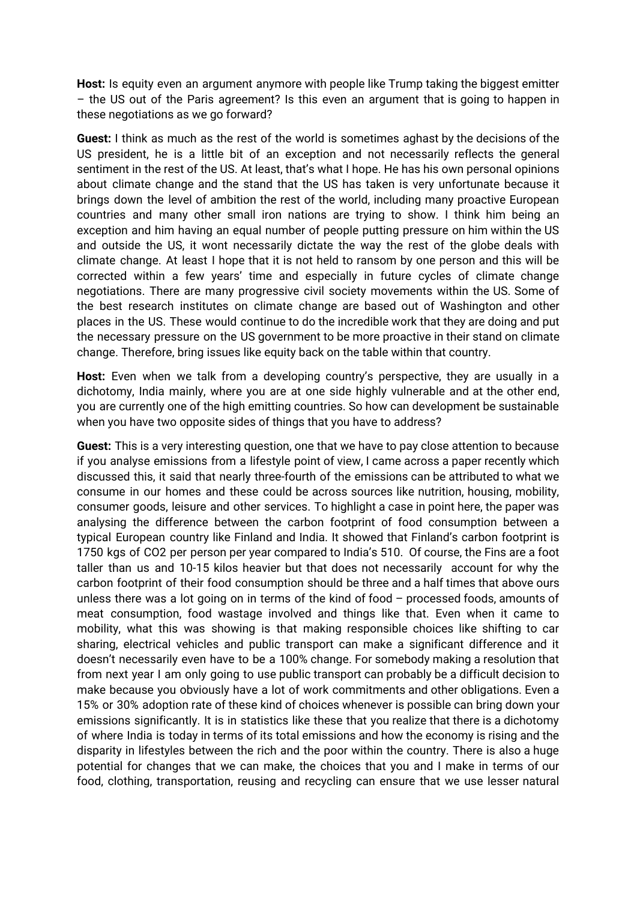**Host:** Is equity even an argument anymore with people like Trump taking the biggest emitter – the US out of the Paris agreement? Is this even an argument that is going to happen in these negotiations as we go forward?

**Guest:** I think as much as the rest of the world is sometimes aghast by the decisions of the US president, he is a little bit of an exception and not necessarily reflects the general sentiment in the rest of the US. At least, that's what I hope. He has his own personal opinions about climate change and the stand that the US has taken is very unfortunate because it brings down the level of ambition the rest of the world, including many proactive European countries and many other small iron nations are trying to show. I think him being an exception and him having an equal number of people putting pressure on him within the US and outside the US, it wont necessarily dictate the way the rest of the globe deals with climate change. At least I hope that it is not held to ransom by one person and this will be corrected within a few years' time and especially in future cycles of climate change negotiations. There are many progressive civil society movements within the US. Some of the best research institutes on climate change are based out of Washington and other places in the US. These would continue to do the incredible work that they are doing and put the necessary pressure on the US government to be more proactive in their stand on climate change. Therefore, bring issues like equity back on the table within that country.

**Host:** Even when we talk from a developing country's perspective, they are usually in a dichotomy, India mainly, where you are at one side highly vulnerable and at the other end, you are currently one of the high emitting countries. So how can development be sustainable when you have two opposite sides of things that you have to address?

**Guest:** This is a very interesting question, one that we have to pay close attention to because if you analyse emissions from a lifestyle point of view, I came across a paper recently which discussed this, it said that nearly three-fourth of the emissions can be attributed to what we consume in our homes and these could be across sources like nutrition, housing, mobility, consumer goods, leisure and other services. To highlight a case in point here, the paper was analysing the difference between the carbon footprint of food consumption between a typical European country like Finland and India. It showed that Finland's carbon footprint is 1750 kgs of CO2 per person per year compared to India's 510. Of course, the Fins are a foot taller than us and 10-15 kilos heavier but that does not necessarily account for why the carbon footprint of their food consumption should be three and a half times that above ours unless there was a lot going on in terms of the kind of food – processed foods, amounts of meat consumption, food wastage involved and things like that. Even when it came to mobility, what this was showing is that making responsible choices like shifting to car sharing, electrical vehicles and public transport can make a significant difference and it doesn't necessarily even have to be a 100% change. For somebody making a resolution that from next year I am only going to use public transport can probably be a difficult decision to make because you obviously have a lot of work commitments and other obligations. Even a 15% or 30% adoption rate of these kind of choices whenever is possible can bring down your emissions significantly. It is in statistics like these that you realize that there is a dichotomy of where India is today in terms of its total emissions and how the economy is rising and the disparity in lifestyles between the rich and the poor within the country. There is also a huge potential for changes that we can make, the choices that you and I make in terms of our food, clothing, transportation, reusing and recycling can ensure that we use lesser natural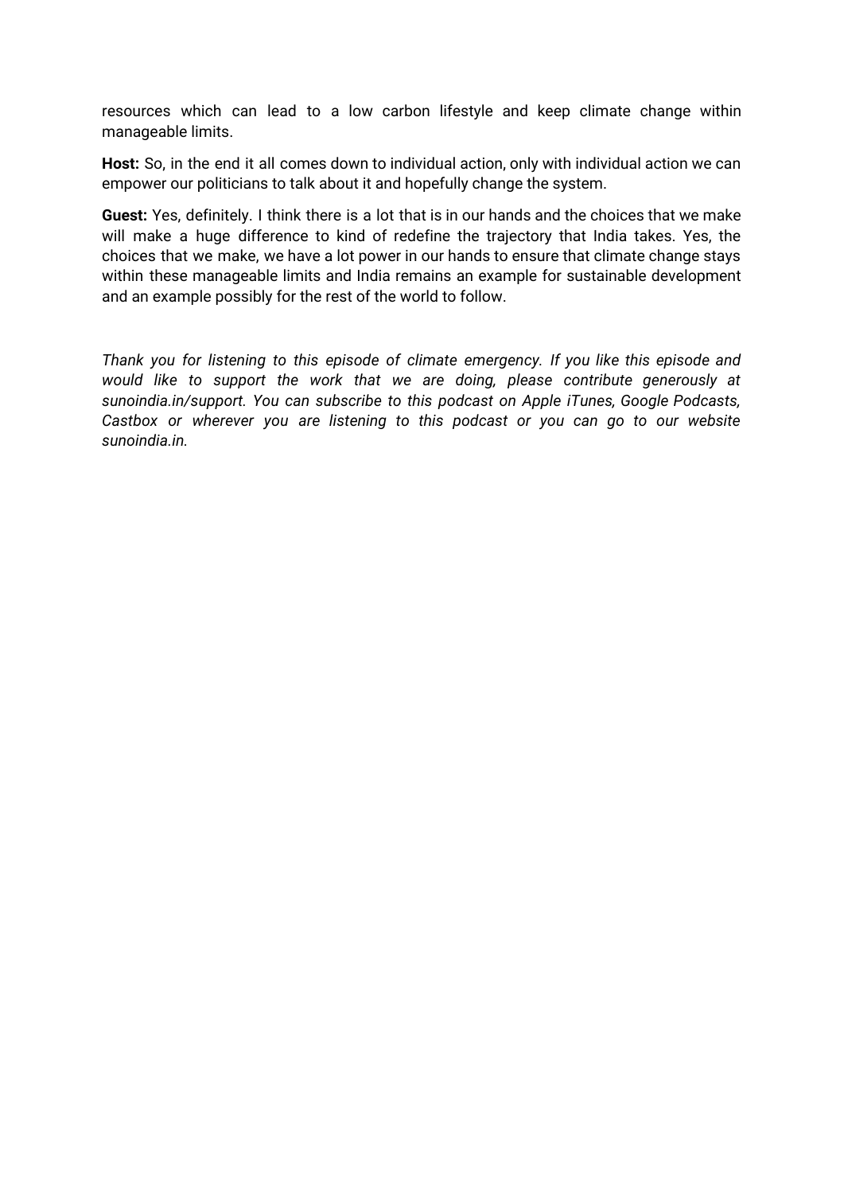resources which can lead to a low carbon lifestyle and keep climate change within manageable limits.

**Host:** So, in the end it all comes down to individual action, only with individual action we can empower our politicians to talk about it and hopefully change the system.

**Guest:** Yes, definitely. I think there is a lot that is in our hands and the choices that we make will make a huge difference to kind of redefine the trajectory that India takes. Yes, the choices that we make, we have a lot power in our hands to ensure that climate change stays within these manageable limits and India remains an example for sustainable development and an example possibly for the rest of the world to follow.

*Thank you for listening to this episode of climate emergency. If you like this episode and would like to support the work that we are doing, please contribute generously at sunoindia.in/support. You can subscribe to this podcast on Apple iTunes, Google Podcasts, Castbox or wherever you are listening to this podcast or you can go to our website sunoindia.in.*